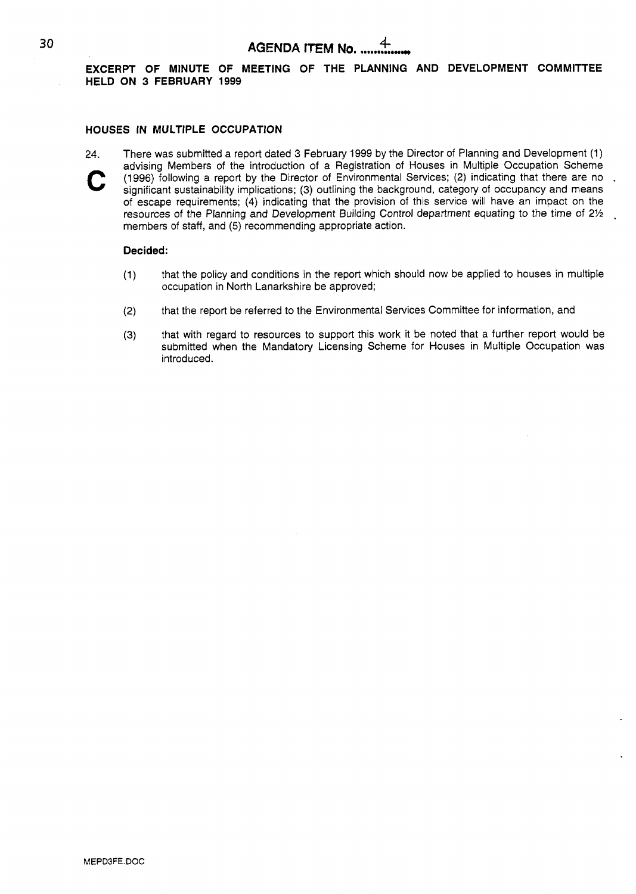# AGENDA ITEM No. 4

**EXCERPT OF MINUTE OF MEETING OF THE PLANNING AND DEVELOPMENT COMMITTEE HELD ON 3 FEBRUARY 1999**

## HOUSES IN MULTIPLE OCCUPATION

24. There was submitted a report dated 3 February 1999 by the Director of Planning and Development (1) advising Members of the introduction of a Registration of Houses in Multiple Occupation Scheme (1996) following a report by the Director of Environmental Services; (2) indicating that there are no significant sustainability implications; (3) outlining the background, category of occupancy and means of escape requirements; (4) indicating that the provision of this service will have an impact on the resources of the Planning and Development Building Control department equating to the time of 2½ members of staff, and (5) recommending appropriate action.

C

**Decided:**

(1) that the policy and conditions in the report which should now be applied to houses in multiple occupation in North Lanarkshire be approved;

(2) that the report be referred to the Environmental Services Committee for information, and

(3) that with regard to resources to support this work it be noted that a further report would be submitted when the Mandatory Licensing Scheme for Houses in Multiple Occupation was introduced.

MEPD3FE.DOC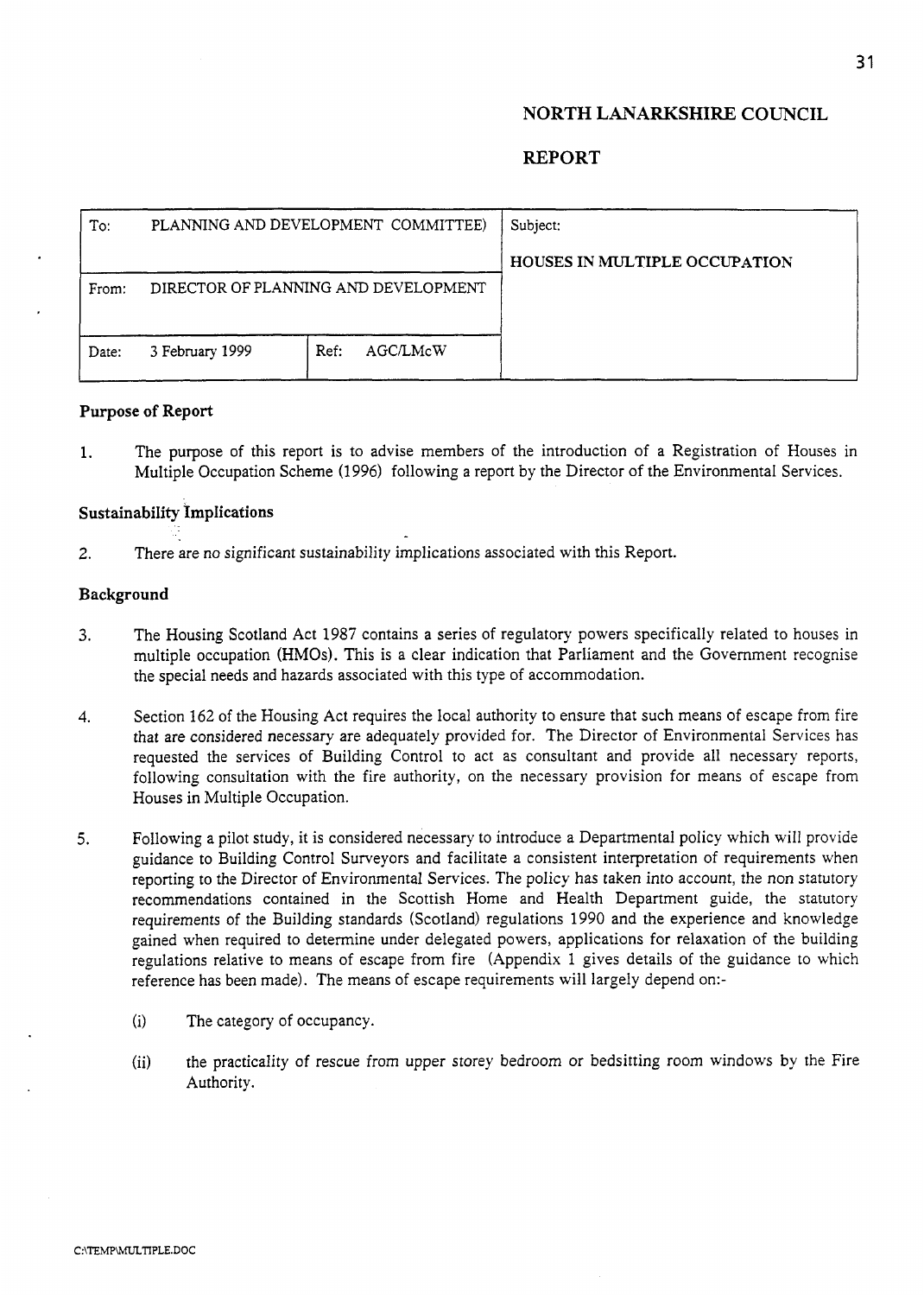# NORTH LANARKSHIRE COUNCIL

## REPORT

| To: PLANNING AND DEVELOPMENT COMMITTEE) | | Subject: |
|---|---|---|
| | | HOUSES IN MULTIPLE OCCUPATION |
| From: DIRECTOR OF PLANNING AND DEVELOPMENT | | |
| Date: 3 February 1999 | Ref: AGC/LMcW | |

### Purpose of Report

1. The purpose of this report is to advise members of the introduction of a Registration of Houses in Multiple Occupation Scheme (1996) following a report by the Director of the Environmental Services.

### Sustainability Implications

2. There are no significant sustainability implications associated with this Report.

### Background

3. The Housing Scotland Act 1987 contains a series of regulatory powers specifically related to houses in multiple occupation (HMOs). This is a clear indication that Parliament and the Government recognise the special needs and hazards associated with this type of accommodation.

4. Section 162 of the Housing Act requires the local authority to ensure that such means of escape from fire that are considered necessary are adequately provided for. The Director of Environmental Services has requested the services of Building Control to act as consultant and provide all necessary reports, following consultation with the fire authority, on the necessary provision for means of escape from Houses in Multiple Occupation.

5. Following a pilot study, it is considered necessary to introduce a Departmental policy which will provide guidance to Building Control Surveyors and facilitate a consistent interpretation of requirements when reporting to the Director of Environmental Services. The policy has taken into account, the non statutory recommendations contained in the Scottish Home and Health Department guide, the statutory requirements of the Building standards (Scotland) regulations 1990 and the experience and knowledge gained when required to determine under delegated powers, applications for relaxation of the building regulations relative to means of escape from fire (Appendix 1 gives details of the guidance to which reference has been made). The means of escape requirements will largely depend on:-

   (i) The category of occupancy.

   (ii) the practicality of rescue from upper storey bedroom or bedsitting room windows by the Fire Authority.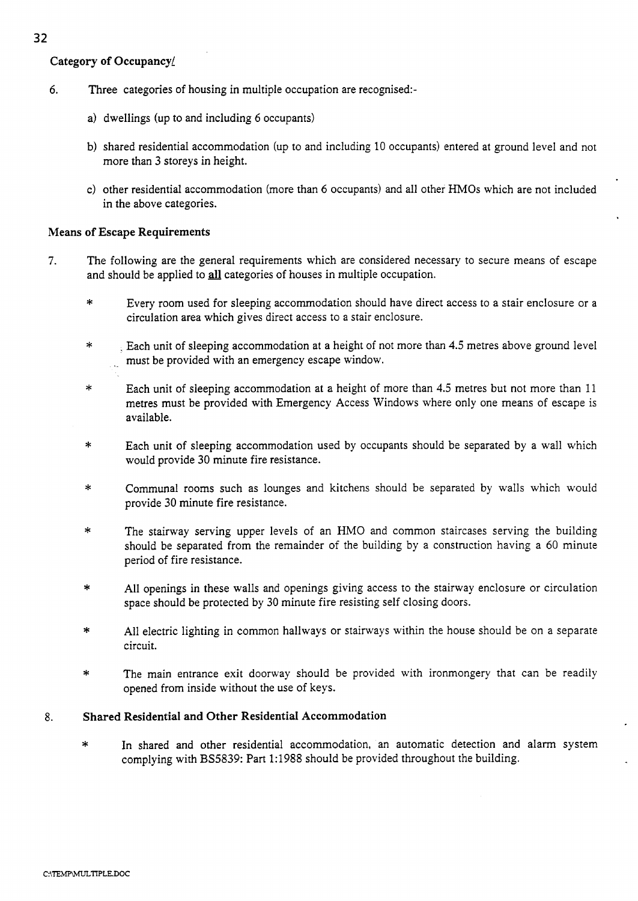## Category of Occupancy/

6. Three categories of housing in multiple occupation are recognised:-

   a) dwellings (up to and including 6 occupants)

   b) shared residential accommodation (up to and including 10 occupants) entered at ground level and not more than 3 storeys in height.

   c) other residential accommodation (more than 6 occupants) and all other HMOs which are not included in the above categories.

## Means of Escape Requirements

7. The following are the general requirements which are considered necessary to secure means of escape and should be applied to **all** categories of houses in multiple occupation.

   * Every room used for sleeping accommodation should have direct access to a stair enclosure or a circulation area which gives direct access to a stair enclosure.

   * Each unit of sleeping accommodation at a height of not more than 4.5 metres above ground level must be provided with an emergency escape window.

   * Each unit of sleeping accommodation at a height of more than 4.5 metres but not more than 11 metres must be provided with Emergency Access Windows where only one means of escape is available.

   * Each unit of sleeping accommodation used by occupants should be separated by a wall which would provide 30 minute fire resistance.

   * Communal rooms such as lounges and kitchens should be separated by walls which would provide 30 minute fire resistance.

   * The stairway serving upper levels of an HMO and common staircases serving the building should be separated from the remainder of the building by a construction having a 60 minute period of fire resistance.

   * All openings in these walls and openings giving access to the stairway enclosure or circulation space should be protected by 30 minute fire resisting self closing doors.

   * All electric lighting in common hallways or stairways within the house should be on a separate circuit.

   * The main entrance exit doorway should be provided with ironmongery that can be readily opened from inside without the use of keys.

8. **Shared Residential and Other Residential Accommodation**

   * In shared and other residential accommodation, an automatic detection and alarm system complying with BS5839: Part 1:1988 should be provided throughout the building.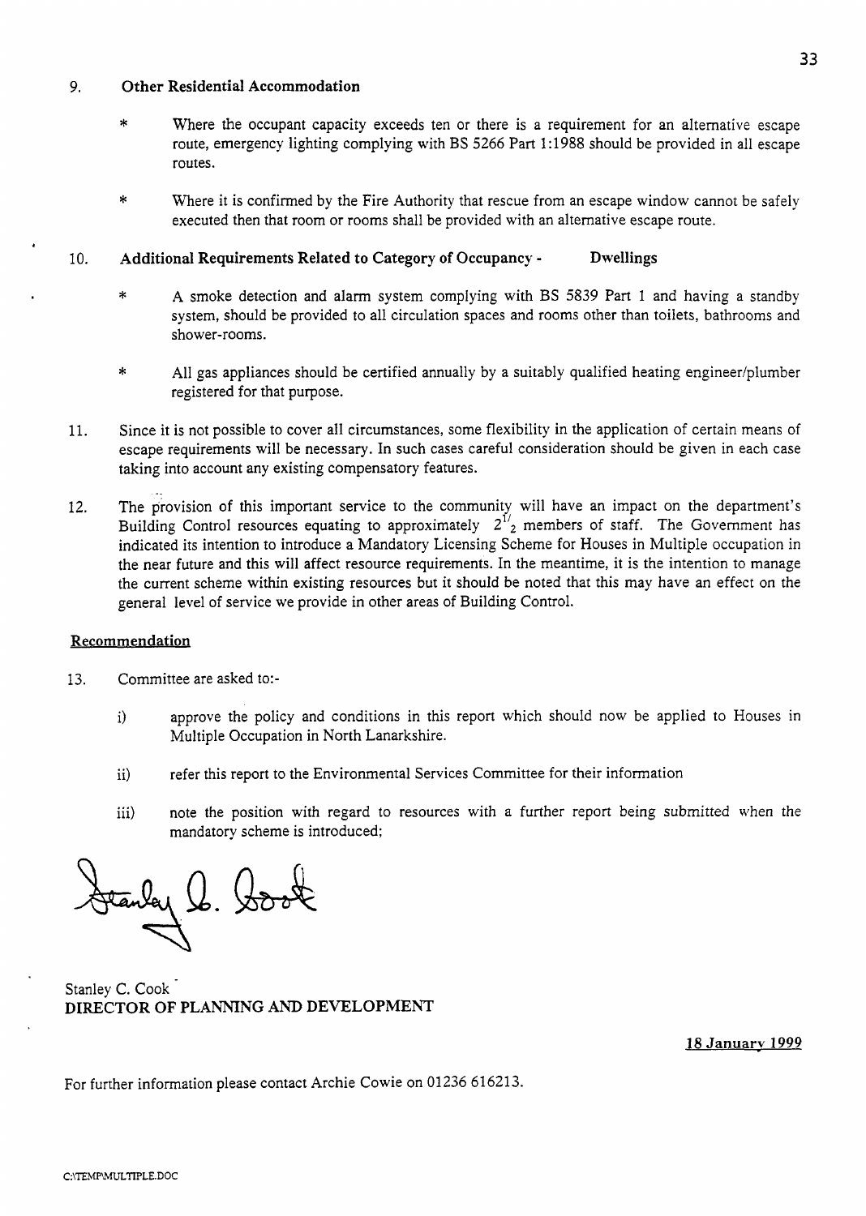9. **Other Residential Accommodation**

   * Where the occupant capacity exceeds ten or there is a requirement for an alternative escape route, emergency lighting complying with BS 5266 Part 1:1988 should be provided in all escape routes.

   * Where it is confirmed by the Fire Authority that rescue from an escape window cannot be safely executed then that room or rooms shall be provided with an alternative escape route.

10. **Additional Requirements Related to Category of Occupancy - Dwellings**

   * A smoke detection and alarm system complying with BS 5839 Part 1 and having a standby system, should be provided to all circulation spaces and rooms other than toilets, bathrooms and shower-rooms.

   * All gas appliances should be certified annually by a suitably qualified heating engineer/plumber registered for that purpose.

11. Since it is not possible to cover all circumstances, some flexibility in the application of certain means of escape requirements will be necessary. In such cases careful consideration should be given in each case taking into account any existing compensatory features.

12. The provision of this important service to the community will have an impact on the department's Building Control resources equating to approximately $2\frac{1}{2}$ members of staff. The Government has indicated its intention to introduce a Mandatory Licensing Scheme for Houses in Multiple occupation in the near future and this will affect resource requirements. In the meantime, it is the intention to manage the current scheme within existing resources but it should be noted that this may have an effect on the general level of service we provide in other areas of Building Control.

## Recommendation

13. Committee are asked to:-

   i) approve the policy and conditions in this report which should now be applied to Houses in Multiple Occupation in North Lanarkshire.

   ii) refer this report to the Environmental Services Committee for their information

   iii) note the position with regard to resources with a further report being submitted when the mandatory scheme is introduced;

Stanley C. Cook
**DIRECTOR OF PLANNING AND DEVELOPMENT**

18 January 1999

For further information please contact Archie Cowie on 01236 616213.

C:\TEMP\MULTIPLE.DOC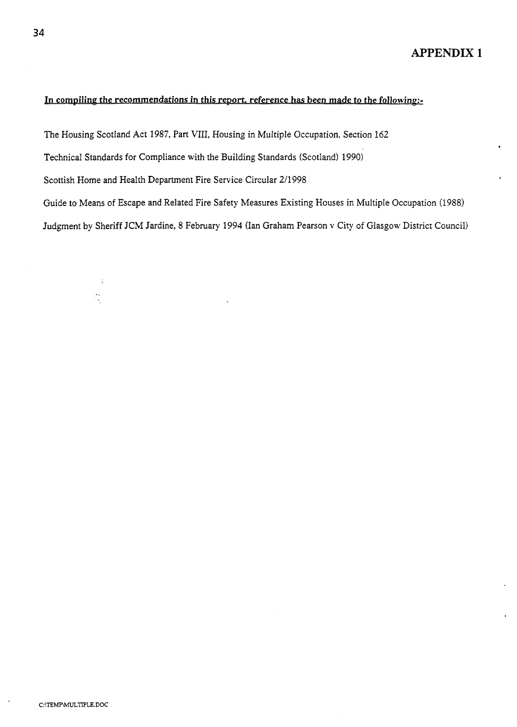# APPENDIX 1

**<u>In compiling the recommendations in this report, reference has been made to the following:-</u>**

The Housing Scotland Act 1987, Part VIII, Housing in Multiple Occupation, Section 162

Technical Standards for Compliance with the Building Standards (Scotland) 1990)

Scottish Home and Health Department Fire Service Circular 2/1998

Guide to Means of Escape and Related Fire Safety Measures Existing Houses in Multiple Occupation (1988)

Judgment by Sheriff JCM Jardine, 8 February 1994 (Ian Graham Pearson v City of Glasgow District Council)

C:\TEMP\MULTIPLE.DOC